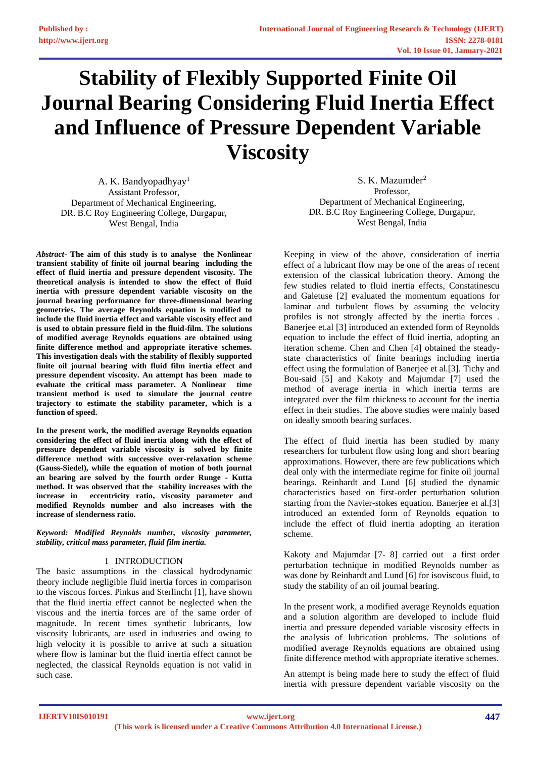# Stability of Flexibly Supported Finite Oil Journal Bearing Considering Fluid Inertia Effect and Influence of Pressure Dependent Variable Viscosity

A. K. Bandyopadhyay[1]
Assistant Professor,
Department of Mechanical Engineering,
DR. B.C Roy Engineering College, Durgapur,
West Bengal, India

S. K. Mazumder[2]
Professor,
Department of Mechanical Engineering,
DR. B.C Roy Engineering College, Durgapur,
West Bengal, India

***Abstract*- The aim of this study is to analyse the Nonlinear transient stability of finite oil journal bearing including the effect of fluid inertia and pressure dependent viscosity. The theoretical analysis is intended to show the effect of fluid inertia with pressure dependent variable viscosity on the journal bearing performance for three-dimensional bearing geometries. The average Reynolds equation is modified to include the fluid inertia effect and variable viscosity effect and is used to obtain pressure field in the fluid-film. The solutions of modified average Reynolds equations are obtained using finite difference method and appropriate iterative schemes. This investigation deals with the stability of flexibly supported finite oil journal bearing with fluid film inertia effect and pressure dependent viscosity. An attempt has been made to evaluate the critical mass parameter. A Nonlinear time transient method is used to simulate the journal centre trajectory to estimate the stability parameter, which is a function of speed.**

**In the present work, the modified average Reynolds equation considering the effect of fluid inertia along with the effect of pressure dependent variable viscosity is solved by finite difference method with successive over-relaxation scheme (Gauss-Siedel), while the equation of motion of both journal an bearing are solved by the fourth order Runge - Kutta method. It was observed that the stability increases with the increase in eccentricity ratio, viscosity parameter and modified Reynolds number and also increases with the increase of slenderness ratio.**

***Keyword: Modified Reynolds number, viscosity parameter, stability, critical mass parameter, fluid film inertia.***

## I INTRODUCTION

The basic assumptions in the classical hydrodynamic theory include negligible fluid inertia forces in comparison to the viscous forces. Pinkus and Sterlincht [1], have shown that the fluid inertia effect cannot be neglected when the viscous and the inertia forces are of the same order of magnitude. In recent times synthetic lubricants, low viscosity lubricants, are used in industries and owing to high velocity it is possible to arrive at such a situation where flow is laminar but the fluid inertia effect cannot be neglected, the classical Reynolds equation is not valid in such case.

Keeping in view of the above, consideration of inertia effect of a lubricant flow may be one of the areas of recent extension of the classical lubrication theory. Among the few studies related to fluid inertia effects, Constatinescu and Galetuse [2] evaluated the momentum equations for laminar and turbulent flows by assuming the velocity profiles is not strongly affected by the inertia forces . Banerjee et.al [3] introduced an extended form of Reynolds equation to include the effect of fluid inertia, adopting an iteration scheme. Chen and Chen [4] obtained the steady-state characteristics of finite bearings including inertia effect using the formulation of Banerjee et al.[3]. Tichy and Bou-said [5] and Kakoty and Majumdar [7] used the method of average inertia in which inertia terms are integrated over the film thickness to account for the inertia effect in their studies. The above studies were mainly based on ideally smooth bearing surfaces.

The effect of fluid inertia has been studied by many researchers for turbulent flow using long and short bearing approximations. However, there are few publications which deal only with the intermediate regime for finite oil journal bearings. Reinhardt and Lund [6] studied the dynamic characteristics based on first-order perturbation solution starting from the Navier-stokes equation. Banerjee et al.[3] introduced an extended form of Reynolds equation to include the effect of fluid inertia adopting an iteration scheme.

Kakoty and Majumdar [7- 8] carried out a first order perturbation technique in modified Reynolds number as was done by Reinhardt and Lund [6] for isoviscous fluid, to study the stability of an oil journal bearing.

In the present work, a modified average Reynolds equation and a solution algorithm are developed to include fluid inertia and pressure depended variable viscosity effects in the analysis of lubrication problems. The solutions of modified average Reynolds equations are obtained using finite difference method with appropriate iterative schemes.

An attempt is being made here to study the effect of fluid inertia with pressure dependent variable viscosity on the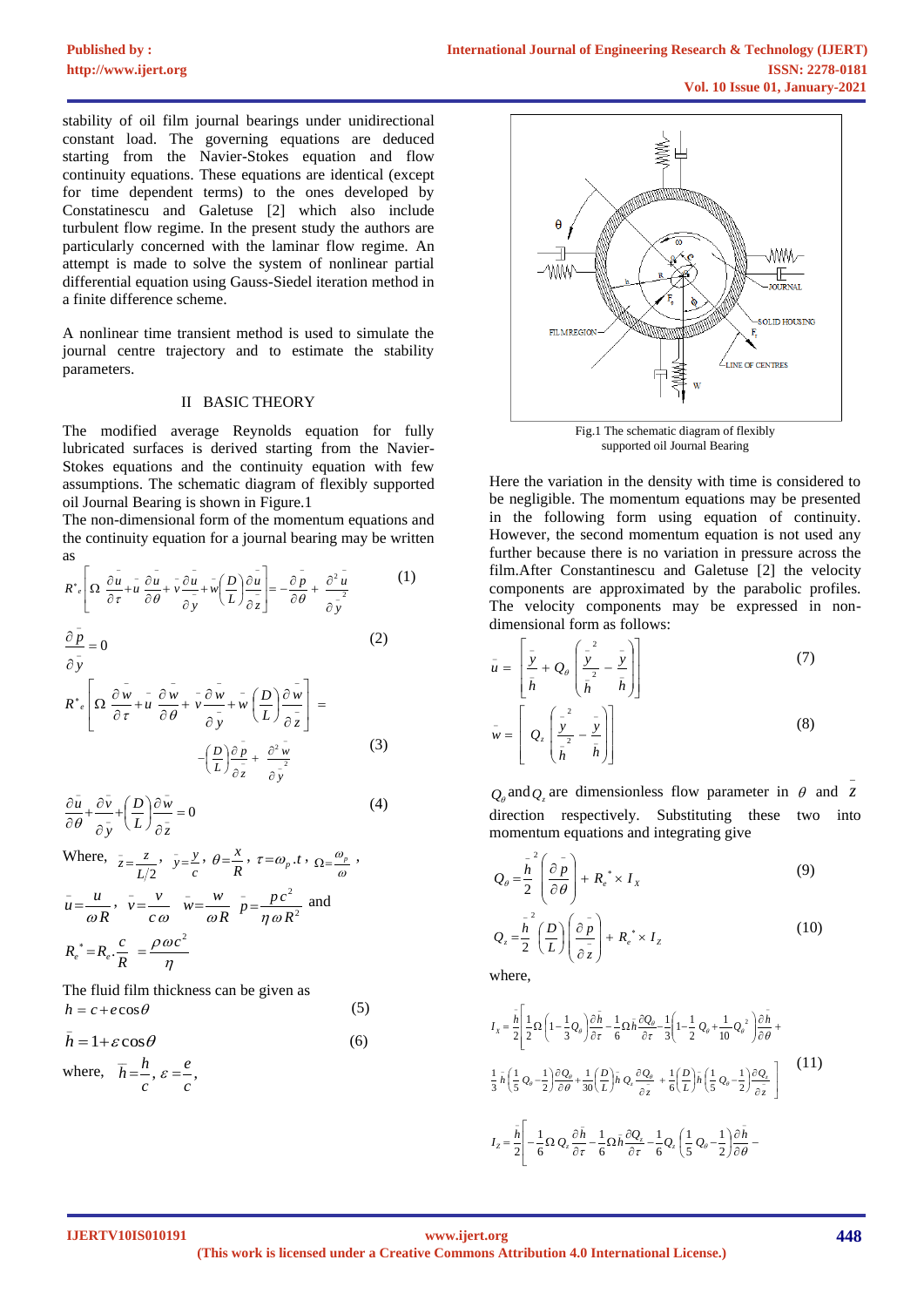stability of oil film journal bearings under unidirectional constant load. The governing equations are deduced starting from the Navier-Stokes equation and flow continuity equations. These equations are identical (except for time dependent terms) to the ones developed by Constatinescu and Galetuse [2] which also include turbulent flow regime. In the present study the authors are particularly concerned with the laminar flow regime. An attempt is made to solve the system of nonlinear partial differential equation using Gauss-Siedel iteration method in a finite difference scheme.

A nonlinear time transient method is used to simulate the journal centre trajectory and to estimate the stability parameters.

## II BASIC THEORY

The modified average Reynolds equation for fully lubricated surfaces is derived starting from the Navier-Stokes equations and the continuity equation with few assumptions. The schematic diagram of flexibly supported oil Journal Bearing is shown in Figure.1

The non-dimensional form of the momentum equations and the continuity equation for a journal bearing may be written as

$$R^*_e\left[\Omega\,\frac{\partial \bar{u}}{\partial \tau}+\bar{u}\,\frac{\partial \bar{u}}{\partial \theta}+\bar{v}\frac{\partial \bar{u}}{\partial \bar{y}}+\bar{w}\left(\frac{D}{L}\right)\frac{\partial \bar{u}}{\partial \bar{z}}\right]=-\frac{\partial \bar{p}}{\partial \theta}+\frac{\partial^2 \bar{u}}{\partial \bar{y}^2} \tag{1}$$

$$\frac{\partial \bar{p}}{\partial \bar{y}}=0 \tag{2}$$

$$R^*_e\left[\Omega\,\frac{\partial \bar{w}}{\partial \tau}+\bar{u}\,\frac{\partial \bar{w}}{\partial \theta}+\bar{v}\frac{\partial \bar{w}}{\partial \bar{y}}+\bar{w}\left(\frac{D}{L}\right)\frac{\partial \bar{w}}{\partial \bar{z}}\right]=-\left(\frac{D}{L}\right)\frac{\partial \bar{p}}{\partial \bar{z}}+\frac{\partial^2 \bar{w}}{\partial \bar{y}^2} \tag{3}$$

$$\frac{\partial \bar{u}}{\partial \theta}+\frac{\partial \bar{v}}{\partial \bar{y}}+\left(\frac{D}{L}\right)\frac{\partial \bar{w}}{\partial \bar{z}}=0 \tag{4}$$

Where, $\bar{z}=\frac{z}{L/2}$, $\bar{y}=\frac{y}{c}$, $\theta=\frac{x}{R}$, $\tau=\omega_p.t$, $\Omega=\frac{\omega_p}{\omega}$,

$\bar{u}=\frac{u}{\omega R}$, $\bar{v}=\frac{v}{c\,\omega}$ $\bar{w}=\frac{w}{\omega R}$ $\bar{p}=\frac{p c^2}{\eta\,\omega R^2}$ and

$R_e^*=R_e.\frac{c}{R}=\frac{\rho\omega c^2}{\eta}$

The fluid film thickness can be given as

$$h=c+e\cos\theta \tag{5}$$

$$\bar{h}=1+\varepsilon\cos\theta \tag{6}$$

where, $\bar{h}=\frac{h}{c}$, $\varepsilon=\frac{e}{c}$,

Fig.1 The schematic diagram of flexibly supported oil Journal Bearing

Here the variation in the density with time is considered to be negligible. The momentum equations may be presented in the following form using equation of continuity. However, the second momentum equation is not used any further because there is no variation in pressure across the film.After Constantinescu and Galetuse [2] the velocity components are approximated by the parabolic profiles. The velocity components may be expressed in non-dimensional form as follows:

$$\bar{u}=\left[\frac{\bar{y}}{\bar{h}}+Q_\theta\left(\frac{\bar{y}^2}{\bar{h}^2}-\frac{\bar{y}}{\bar{h}}\right)\right] \tag{7}$$

$$\bar{w}=\left[Q_z\left(\frac{\bar{y}^2}{\bar{h}^2}-\frac{\bar{y}}{\bar{h}}\right)\right] \tag{8}$$

$Q_\theta$ and $Q_z$ are dimensionless flow parameter in $\theta$ and $\bar{z}$ direction respectively. Substituting these two into momentum equations and integrating give

$$Q_\theta=\frac{\bar{h}^2}{2}\left(\frac{\partial \bar{p}}{\partial \theta}\right)+R_e^*\times I_X \tag{9}$$

$$Q_z=\frac{\bar{h}^2}{2}\left(\frac{D}{L}\right)\left(\frac{\partial \bar{p}}{\partial \bar{z}}\right)+R_e^*\times I_Z \tag{10}$$

where,

$$I_X=\frac{\bar{h}}{2}\left[\frac{1}{2}\Omega\left(1-\frac{1}{3}Q_\theta\right)\frac{\partial \bar{h}}{\partial \tau}-\frac{1}{6}\Omega\bar{h}\frac{\partial Q_\theta}{\partial \tau}-\frac{1}{3}\left(1-\frac{1}{2}Q_\theta+\frac{1}{10}Q_\theta^2\right)\frac{\partial \bar{h}}{\partial \theta}+\frac{1}{3}\bar{h}\left(\frac{1}{5}Q_\theta-\frac{1}{2}\right)\frac{\partial Q_\theta}{\partial \theta}+\frac{1}{30}\left(\frac{D}{L}\right)\bar{h}\,Q_z\frac{\partial Q_\theta}{\partial \bar{z}}+\frac{1}{6}\left(\frac{D}{L}\right)\bar{h}\left(\frac{1}{5}Q_\theta-\frac{1}{2}\right)\frac{\partial Q_z}{\partial \bar{z}}\right] \tag{11}$$

$$I_Z=\frac{\bar{h}}{2}\left[-\frac{1}{6}\Omega\,Q_z\frac{\partial \bar{h}}{\partial \tau}-\frac{1}{6}\Omega\bar{h}\frac{\partial Q_z}{\partial \tau}-\frac{1}{6}Q_z\left(\frac{1}{5}Q_\theta-\frac{1}{2}\right)\frac{\partial \bar{h}}{\partial \theta}-\right.$$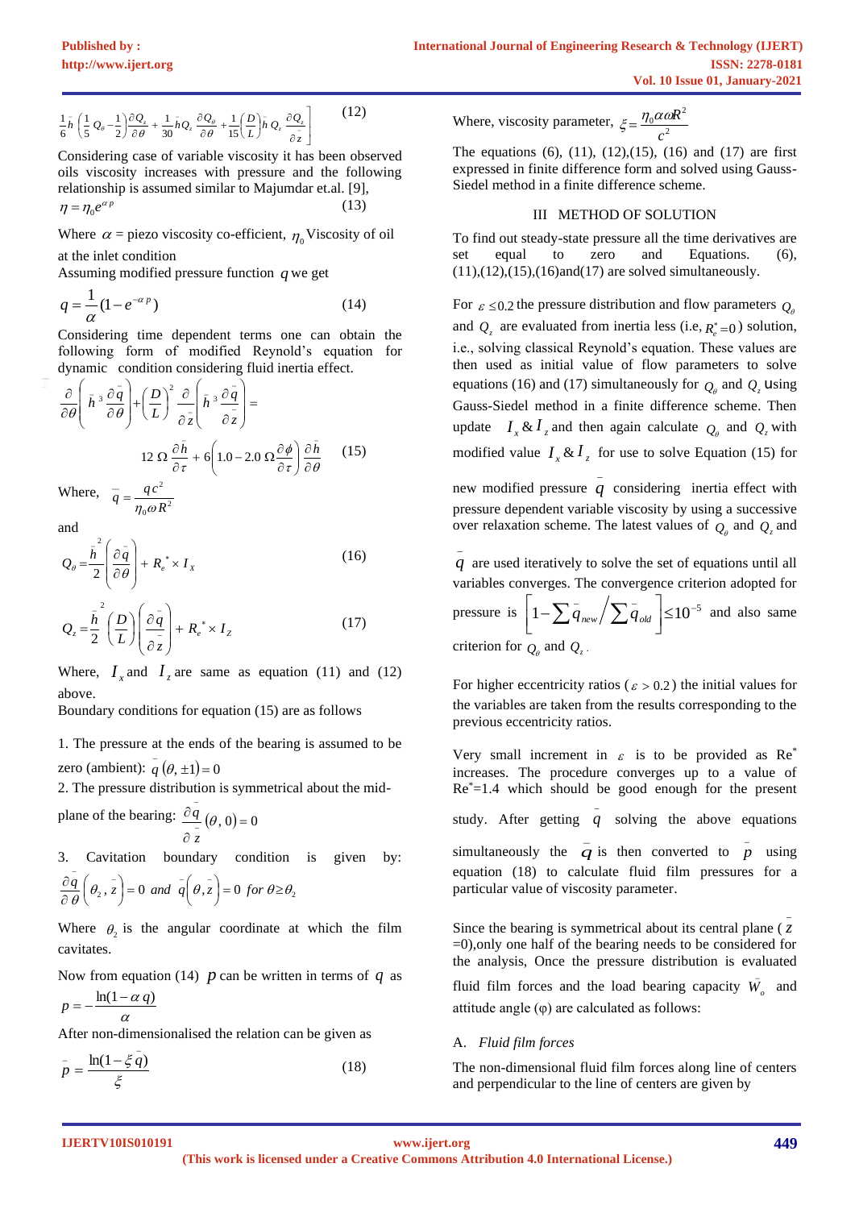$$\frac{1}{6}\bar{h}\left(\frac{1}{5}Q_\theta - \frac{1}{2}\right)\frac{\partial Q_z}{\partial \theta} + \frac{1}{30}\bar{h}Q_z\frac{\partial Q_\theta}{\partial \theta} + \frac{1}{15}\left(\frac{D}{L}\right)\bar{h}\,Q_z\frac{\partial Q_z}{\partial \bar{z}}\Bigg] \tag{12}$$

Considering case of variable viscosity it has been observed oils viscosity increases with pressure and the following relationship is assumed similar to Majumdar et.al. [9],

$$\eta = \eta_0 e^{\alpha p} \tag{13}$$

Where $\alpha$ = piezo viscosity co-efficient, $\eta_0$ Viscosity of oil at the inlet condition

Assuming modified pressure function $q$ we get

$$q = \frac{1}{\alpha}(1 - e^{-\alpha p}) \tag{14}$$

Considering time dependent terms one can obtain the following form of modified Reynold's equation for dynamic condition considering fluid inertia effect.

$$\frac{\partial}{\partial \theta}\left(\bar{h}^3\frac{\partial \bar{q}}{\partial \theta}\right) + \left(\frac{D}{L}\right)^2\frac{\partial}{\partial \bar{z}}\left(\bar{h}^3\frac{\partial \bar{q}}{\partial \bar{z}}\right) = 12\,\Omega\frac{\partial \bar{h}}{\partial \tau} + 6\left(1.0 - 2.0\,\Omega\frac{\partial \phi}{\partial \tau}\right)\frac{\partial \bar{h}}{\partial \theta} \tag{15}$$

Where, $\bar{q} = \dfrac{q c^2}{\eta_0 \omega R^2}$

and

$$Q_\theta = \frac{\bar{h}^2}{2}\left(\frac{\partial \bar{q}}{\partial \theta}\right) + R_e^* \times I_X \tag{16}$$

$$Q_z = \frac{\bar{h}^2}{2}\left(\frac{D}{L}\right)\left(\frac{\partial \bar{q}}{\partial \bar{z}}\right) + R_e^* \times I_Z \tag{17}$$

Where, $I_x$ and $I_z$ are same as equation (11) and (12) above.

Boundary conditions for equation (15) are as follows

1. The pressure at the ends of the bearing is assumed to be zero (ambient): $\bar{q}(\theta, \pm 1) = 0$
2. The pressure distribution is symmetrical about the mid-plane of the bearing: $\dfrac{\partial \bar{q}}{\partial \bar{z}}(\theta, 0) = 0$
3. Cavitation boundary condition is given by: $\dfrac{\partial \bar{q}}{\partial \theta}\left(\theta_2, \bar{z}\right) = 0$ and $\bar{q}\left(\theta, \bar{z}\right) = 0$ for $\theta \geq \theta_2$

Where $\theta_2$ is the angular coordinate at which the film cavitates.

Now from equation (14) $p$ can be written in terms of $q$ as

$$p = -\frac{\ln(1 - \alpha q)}{\alpha}$$

After non-dimensionalised the relation can be given as

$$\bar{p} = \frac{\ln(1 - \xi \bar{q})}{\xi} \tag{18}$$

Where, viscosity parameter, $\xi = \dfrac{\eta_0 \alpha \omega R^2}{c^2}$

The equations (6), (11), (12),(15), (16) and (17) are first expressed in finite difference form and solved using Gauss-Siedel method in a finite difference scheme.

## III METHOD OF SOLUTION

To find out steady-state pressure all the time derivatives are set equal to zero and Equations. (6), (11),(12),(15),(16)and(17) are solved simultaneously.

For $\varepsilon \leq 0.2$ the pressure distribution and flow parameters $Q_\theta$ and $Q_z$ are evaluated from inertia less (i.e, $R_e^* = 0$) solution, i.e., solving classical Reynold's equation. These values are then used as initial value of flow parameters to solve equations (16) and (17) simultaneously for $Q_\theta$ and $Q_z$ using Gauss-Siedel method in a finite difference scheme. Then update $I_x$ & $I_z$ and then again calculate $Q_\theta$ and $Q_z$ with modified value $I_x$ & $I_z$ for use to solve Equation (15) for new modified pressure $\bar{q}$ considering inertia effect with pressure dependent variable viscosity by using a successive over relaxation scheme. The latest values of $Q_\theta$ and $Q_z$ and $\bar{q}$ are used iteratively to solve the set of equations until all variables converges. The convergence criterion adopted for pressure is $\left[1 - \sum \bar{q}_{new} \Big/ \sum \bar{q}_{old}\right] \leq 10^{-5}$ and also same criterion for $Q_\theta$ and $Q_z$.

For higher eccentricity ratios ($\varepsilon > 0.2$) the initial values for the variables are taken from the results corresponding to the previous eccentricity ratios.

Very small increment in $\varepsilon$ is to be provided as $Re^*$ increases. The procedure converges up to a value of $Re^*$=1.4 which should be good enough for the present study. After getting $\bar{q}$ solving the above equations simultaneously the $\bar{q}$ is then converted to $\bar{p}$ using equation (18) to calculate fluid film pressures for a particular value of viscosity parameter.

Since the bearing is symmetrical about its central plane ($\bar{z}$ =0),only one half of the bearing needs to be considered for the analysis, Once the pressure distribution is evaluated fluid film forces and the load bearing capacity $\bar{W}_o$ and attitude angle (φ) are calculated as follows:

### A. *Fluid film forces*

The non-dimensional fluid film forces along line of centers and perpendicular to the line of centers are given by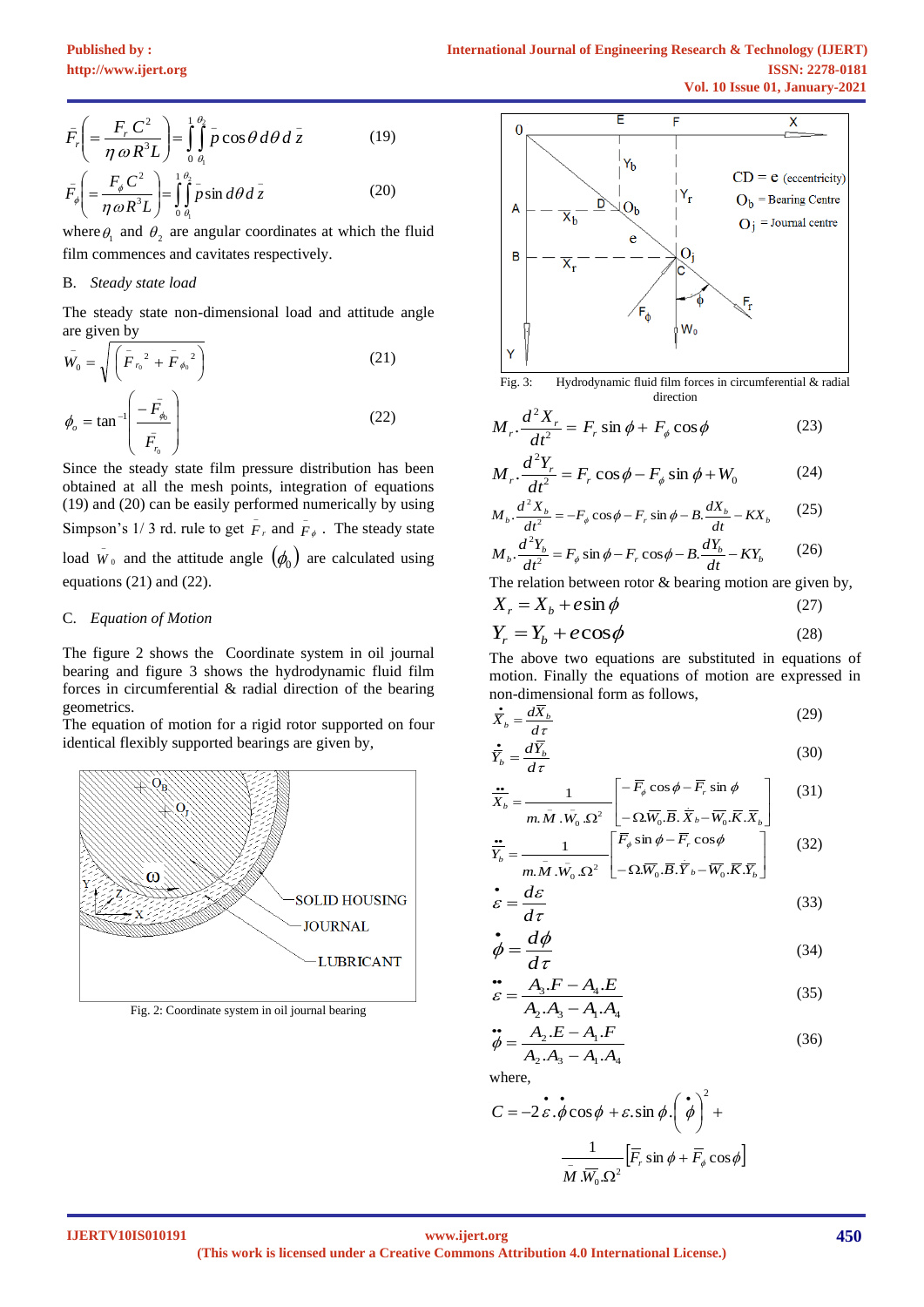$$\bar{F}_r\left(=\frac{F_r C^2}{\eta\,\omega R^3 L}\right)=\int_0^1\int_{\theta_1}^{\theta_2}\bar{p}\cos\theta\, d\theta\, d\bar{z} \qquad (19)$$

$$\bar{F}_\phi\left(=\frac{F_\phi C^2}{\eta\omega R^3 L}\right)=\int_0^1\int_{\theta_1}^{\theta_2}\bar{p}\sin d\theta\, d\bar{z} \qquad (20)$$

where $\theta_1$ and $\theta_2$ are angular coordinates at which the fluid film commences and cavitates respectively.

### B. *Steady state load*

The steady state non-dimensional load and attitude angle are given by

$$\bar{W}_0=\sqrt{\left(\bar{F}_{r_0}^{\,2}+\bar{F}_{\phi_0}^{\,2}\right)} \qquad (21)$$

$$\phi_o=\tan^{-1}\left(\frac{-\bar{F}_{\phi_0}}{\bar{F}_{r_0}}\right) \qquad (22)$$

Since the steady state film pressure distribution has been obtained at all the mesh points, integration of equations (19) and (20) can be easily performed numerically by using Simpson's 1/ 3 rd. rule to get $\bar{F}_r$ and $\bar{F}_\phi$. The steady state load $\bar{W}_0$ and the attitude angle $(\phi_0)$ are calculated using equations (21) and (22).

### C. *Equation of Motion*

The figure 2 shows the Coordinate system in oil journal bearing and figure 3 shows the hydrodynamic fluid film forces in circumferential & radial direction of the bearing geometrics.
The equation of motion for a rigid rotor supported on four identical flexibly supported bearings are given by,

Fig. 2: Coordinate system in oil journal bearing

Fig. 3: Hydrodynamic fluid film forces in circumferential & radial direction

$$M_r.\frac{d^2X_r}{dt^2}=F_r\sin\phi+F_\phi\cos\phi \qquad (23)$$

$$M_r.\frac{d^2Y_r}{dt^2}=F_r\cos\phi-F_\phi\sin\phi+W_0 \qquad (24)$$

$$M_b.\frac{d^2X_b}{dt^2}=-F_\phi\cos\phi-F_r\sin\phi-B.\frac{dX_b}{dt}-KX_b \qquad (25)$$

$$M_b.\frac{d^2Y_b}{dt^2}=F_\phi\sin\phi-F_r\cos\phi-B.\frac{dY_b}{dt}-KY_b \qquad (26)$$

The relation between rotor & bearing motion are given by,

$$X_r=X_b+e\sin\phi \qquad (27)$$

$$Y_r=Y_b+e\cos\phi \qquad (28)$$

The above two equations are substituted in equations of motion. Finally the equations of motion are expressed in non-dimensional form as follows,

$$\dot{\bar{X}}_b=\frac{d\bar{X}_b}{d\tau} \qquad (29)$$

$$\dot{\bar{Y}}_b=\frac{d\bar{Y}_b}{d\tau} \qquad (30)$$

$$\ddot{\bar{X}}_b=\frac{1}{m.\bar{M}.\bar{W}_0.\Omega^2}\begin{bmatrix}-\bar{F}_\phi\cos\phi-\bar{F}_r\sin\phi\\ -\Omega\bar{W}_0.\bar{B}.\dot{\bar{X}}_b-\bar{W}_0.\bar{K}.\bar{X}_b\end{bmatrix} \qquad (31)$$

$$\ddot{\bar{Y}}_b=\frac{1}{m.\bar{M}.\bar{W}_0.\Omega^2}\begin{bmatrix}\bar{F}_\phi\sin\phi-\bar{F}_r\cos\phi\\ -\Omega\bar{W}_0.\bar{B}.\dot{\bar{Y}}_b-\bar{W}_0.\bar{K}.\bar{Y}_b\end{bmatrix} \qquad (32)$$

$$\dot{\varepsilon}=\frac{d\varepsilon}{d\tau} \qquad (33)$$

$$\dot{\phi}=\frac{d\phi}{d\tau} \qquad (34)$$

$$\ddot{\varepsilon}=\frac{A_3.F-A_4.E}{A_2.A_3-A_1.A_4} \qquad (35)$$

$$\ddot{\phi}=\frac{A_2.E-A_1.F}{A_2.A_3-A_1.A_4} \qquad (36)$$

where,

$$C=-2\dot{\varepsilon}.\dot{\phi}\cos\phi+\varepsilon.\sin\phi.\left(\dot{\phi}\right)^2+\frac{1}{\bar{M}.\bar{W}_0.\Omega^2}\left[\bar{F}_r\sin\phi+\bar{F}_\phi\cos\phi\right]$$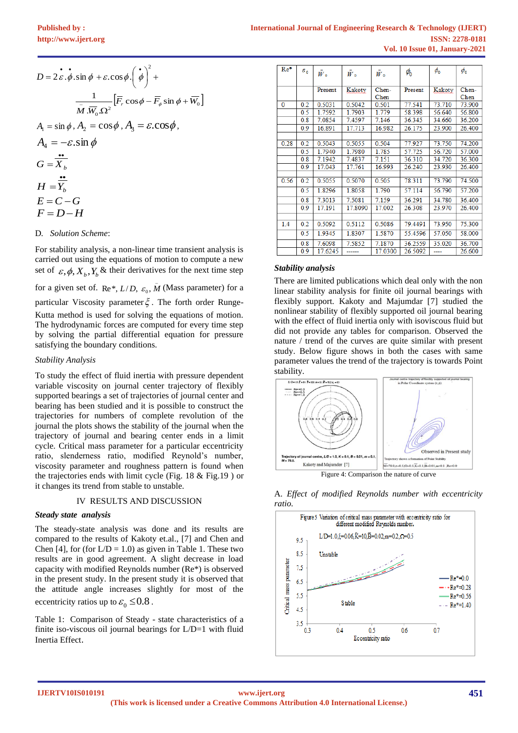$$D = 2\dot{\varepsilon}.\dot{\phi}.\sin\phi + \varepsilon.\cos\phi.\left(\dot{\phi}\right)^2 + \frac{1}{\bar{M}.\bar{W}_0.\Omega^2}\left[\bar{F}_r\cos\phi - \bar{F}_\phi\sin\phi + \bar{W}_0\right]$$

$A_1 = \sin\phi$, $A_2 = \cos\phi$, $A_3 = \varepsilon.\cos\phi$,

$$A_4 = -\varepsilon.\sin\phi$$

$$G = \overline{\ddot{X}_b}$$

$$H = \overline{\ddot{Y}_b}$$

$$E = C - G$$

$$F = D - H$$

D. *Solution Scheme*:

For stability analysis, a non-linear time transient analysis is carried out using the equations of motion to compute a new set of $\varepsilon, \phi, X_b, Y_b$ & their derivatives for the next time step for a given set of. $\text{Re}^*$, $L/D$, $\varepsilon_0$, $\bar{M}$ (Mass parameter) for a particular Viscosity parameter $\xi$. The forth order Runge-Kutta method is used for solving the equations of motion. The hydrodynamic forces are computed for every time step by solving the partial differential equation for pressure satisfying the boundary conditions.

*Stability Analysis*

To study the effect of fluid inertia with pressure dependent variable viscosity on journal center trajectory of flexibly supported bearings a set of trajectories of journal center and bearing has been studied and it is possible to construct the trajectories for numbers of complete revolution of the journal the plots shows the stability of the journal when the trajectory of journal and bearing center ends in a limit cycle. Critical mass parameter for a particular eccentricity ratio, slenderness ratio, modified Reynold's number, viscosity parameter and roughness pattern is found when the trajectories ends with limit cycle (Fig. 18 & Fig.19 ) or it changes its trend from stable to unstable.

## IV RESULTS AND DISCUSSION

***Steady state analysis***

The steady-state analysis was done and its results are compared to the results of Kakoty et.al., [7] and Chen and Chen [4], for (for L/D = 1.0) as given in Table 1. These two results are in good agreement. A slight decrease in load capacity with modified Reynolds number (Re*) is observed in the present study. In the present study it is observed that the attitude angle increases slightly for most of the eccentricity ratios up to $\varepsilon_0 \leq 0.8$.

Table 1: Comparison of Steady - state characteristics of a finite iso-viscous oil journal bearings for L/D=1 with fluid Inertia Effect.

| Re* | $\varepsilon_0$ | $\bar{W}_0$ | $\bar{W}_0$ | $\bar{W}_0$ | $\phi_0$ | $\phi_0$ | $\phi_0$ |
|---|---|---|---|---|---|---|---|
| | | Present | Kakoty | Chen-Chen | Present | Kakoty | Chen-Chen |
| 0 | 0.2 | 0.5031 | 0.5042 | 0.501 | 77.541 | 73.710 | 73.900 |
| | 0.5 | 1.7592 | 1.7903 | 1.779 | 58.398 | 56.640 | 56.800 |
| | 0.8 | 7.0854 | 7.4597 | 7.146 | 36.345 | 34.660 | 36.200 |
| | 0.9 | 16.891 | 17.713 | 16.982 | 26.175 | 23.900 | 26.400 |
| 0.28 | 0.2 | 0.5043 | 0.5055 | 0.504 | 77.927 | 73.750 | 74.200 |
| | 0.5 | 1.7940 | 1.7980 | 1.785 | 57.725 | 56.720 | 57.000 |
| | 0.8 | 7.1942 | 7.4837 | 7.151 | 36.310 | 34.720 | 36.300 |
| | 0.9 | 17.043 | 17.761 | 16.993 | 26.240 | 23.930 | 26.400 |
| 0.56 | 0.2 | 0.5055 | 0.5070 | 0.505 | 78.311 | 73.790 | 74.500 |
| | 0.5 | 1.8296 | 1.8058 | 1.790 | 57.114 | 56.790 | 57.200 |
| | 0.8 | 7.3013 | 7.5081 | 7.159 | 36.291 | 34.780 | 36.400 |
| | 0.9 | 17.191 | 17.8090 | 17.002 | 26.308 | 23.970 | 26.400 |
| 1.4 | 0.2 | 0.5092 | 0.5112 | 0.5086 | 79.4491 | 73.950 | 75.300 |
| | 0.5 | 1.9345 | 1.8307 | 1.5870 | 55.4596 | 57.050 | 58.000 |
| | 0.8 | 7.6098 | 7.5852 | 7.1870 | 36.2559 | 35.020 | 36.700 |
| | 0.9 | 17.6245 | ------ | 17.0300 | 26.5092 | ---- | 26.600 |

***Stability analysis***

There are limited publications which deal only with the non linear stability analysis for finite oil journal bearings with flexibly support. Kakoty and Majumdar [7] studied the nonlinear stability of flexibly supported oil journal bearing with the effect of fluid inertia only with isoviscous fluid but did not provide any tables for comparison. Observed the nature / trend of the curves are quite similar with present study. Below figure shows in both the cases with same parameter values the trend of the trajectory is towards Point stability.

Figure 4: Comparison the nature of curve

A. *Effect of modified Reynolds number with eccentricity ratio.*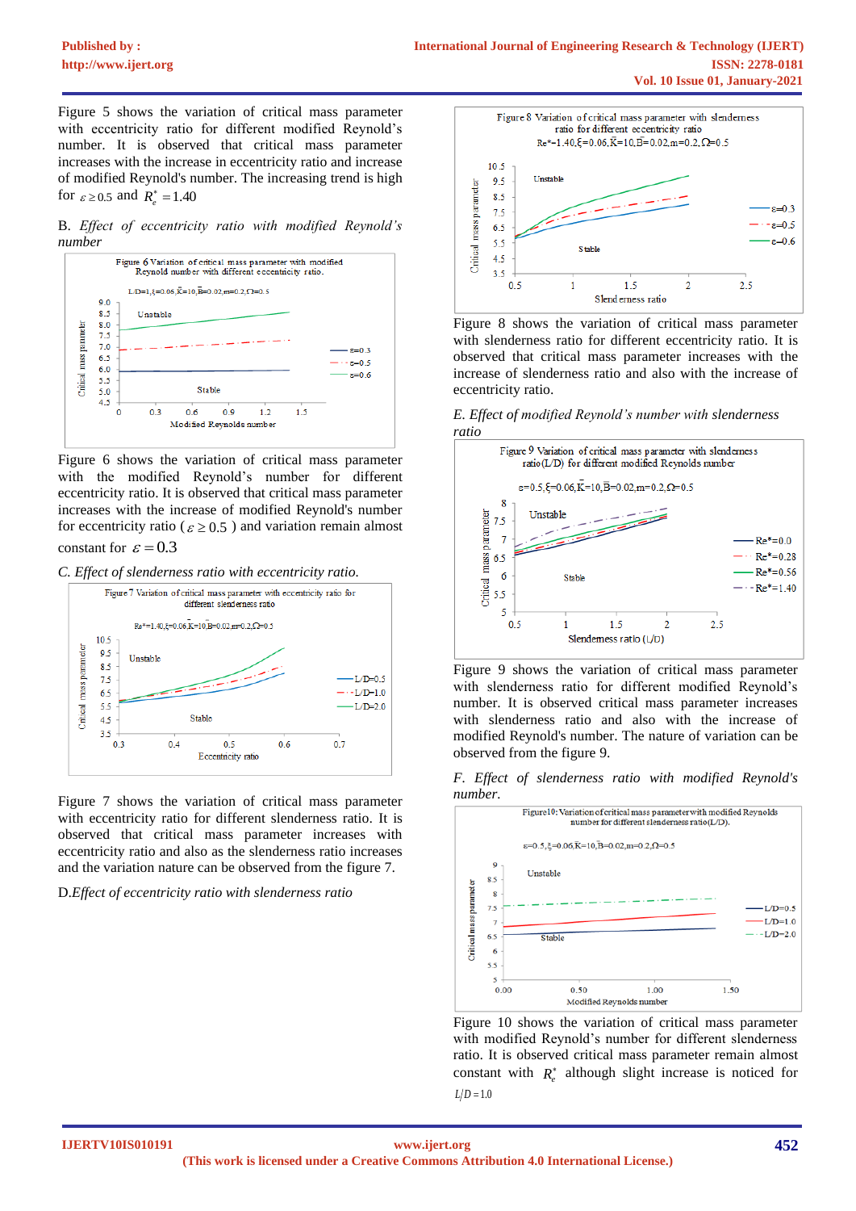Figure 5 shows the variation of critical mass parameter with eccentricity ratio for different modified Reynold's number. It is observed that critical mass parameter increases with the increase in eccentricity ratio and increase of modified Reynold's number. The increasing trend is high for $\varepsilon \geq 0.5$ and $R_e^* = 1.40$

B. *Effect of eccentricity ratio with modified Reynold's number*

Figure 6 Variation of critical mass parameter with modified Reynold number with different eccentricity ratio.

Figure 6 shows the variation of critical mass parameter with the modified Reynold's number for different eccentricity ratio. It is observed that critical mass parameter increases with the increase of modified Reynold's number for eccentricity ratio ($\varepsilon \geq 0.5$) and variation remain almost constant for $\varepsilon = 0.3$

C. *Effect of slenderness ratio with eccentricity ratio.*

Figure 7 Variation of critical mass parameter with eccentricity ratio for different slenderness ratio

Figure 7 shows the variation of critical mass parameter with eccentricity ratio for different slenderness ratio. It is observed that critical mass parameter increases with eccentricity ratio and also as the slenderness ratio increases and the variation nature can be observed from the figure 7.

D. *Effect of eccentricity ratio with slenderness ratio*

Figure 8 Variation of critical mass parameter with slenderness ratio for different eccentricity ratio

Figure 8 shows the variation of critical mass parameter with slenderness ratio for different eccentricity ratio. It is observed that critical mass parameter increases with the increase of slenderness ratio and also with the increase of eccentricity ratio.

E. *Effect of modified Reynold's number with slenderness ratio*

Figure 9 Variation of critical mass parameter with slenderness ratio (L/D) for different modified Reynolds number

Figure 9 shows the variation of critical mass parameter with slenderness ratio for different modified Reynold's number. It is observed that critical mass parameter increases with slenderness ratio and also with the increase of modified Reynold's number. The nature of variation can be observed from the figure 9.

F. *Effect of slenderness ratio with modified Reynold's number.*

Figure10: Variation of critical mass parameter with modified Reynolds number for different slenderness ratio (L/D).

Figure 10 shows the variation of critical mass parameter with modified Reynold's number for different slenderness ratio. It is observed critical mass parameter remain almost constant with $R_e^*$ although slight increase is noticed for $L/D = 1.0$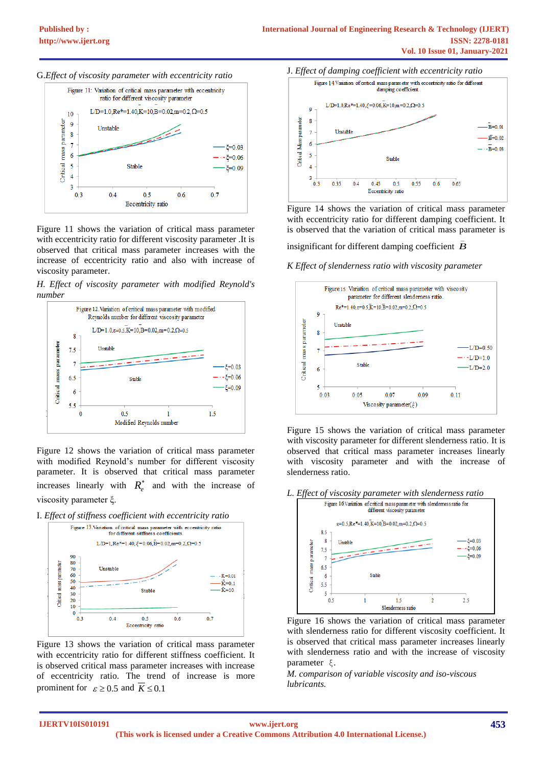*G.Effect of viscosity parameter with eccentricity ratio*

Figure 11: Variation of critical mass parameter with eccentricity ratio for different viscosity parameter

Figure 11 shows the variation of critical mass parameter with eccentricity ratio for different viscosity parameter .It is observed that critical mass parameter increases with the increase of eccentricity ratio and also with increase of viscosity parameter.

*H. Effect of viscosity parameter with modified Reynold's number*

Figure 12.Variation of critical mass parameter with modified Reynolds number for different viscosity parameter

Figure 12 shows the variation of critical mass parameter with modified Reynold's number for different viscosity parameter. It is observed that critical mass parameter increases linearly with $R_e^*$ and with the increase of viscosity parameter $\xi$.

I. *Effect of stiffness coefficient with eccentricity ratio*

Figure 13.Variation of critical mass parameter with eccentricity ratio for different stiffness coefficients.

Figure 13 shows the variation of critical mass parameter with eccentricity ratio for different stiffness coefficient. It is observed critical mass parameter increases with increase of eccentricity ratio. The trend of increase is more prominent for $\varepsilon \geq 0.5$ and $\bar{K} \leq 0.1$

J. *Effect of damping coefficient with eccentricity ratio*

Figure 14 Variation of critical mass parameter with eccentricity ratio for different damping coefficient

Figure 14 shows the variation of critical mass parameter with eccentricity ratio for different damping coefficient. It is observed that the variation of critical mass parameter is insignificant for different damping coefficient $\bar{B}$

*K Effect of slenderness ratio with viscosity parameter*

Figure 15 Variation of critical mass parameter with viscosity parameter for different slenderness ratio.

Figure 15 shows the variation of critical mass parameter with viscosity parameter for different slenderness ratio. It is observed that critical mass parameter increases linearly with viscosity parameter and with the increase of slenderness ratio.

*L. Effect of viscosity parameter with slenderness ratio*

Figure 16 Variation of critical mass parameter with slenderness ratio for different viscosity parameter

Figure 16 shows the variation of critical mass parameter with slenderness ratio for different viscosity coefficient. It is observed that critical mass parameter increases linearly with slenderness ratio and with the increase of viscosity parameter $\xi$.

*M. comparison of variable viscosity and iso-viscous lubricants.*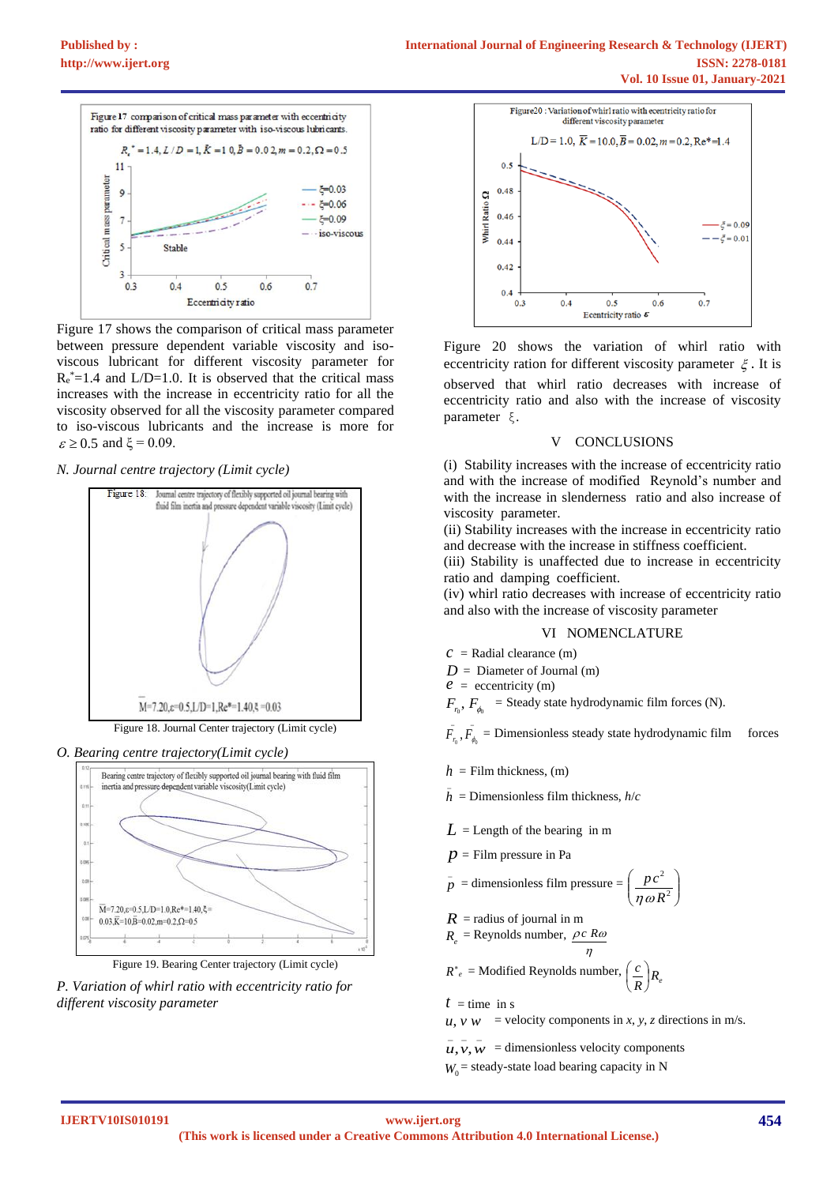Figure 17 shows the comparison of critical mass parameter between pressure dependent variable viscosity and iso-viscous lubricant for different viscosity parameter for $R_e^*$=1.4 and L/D=1.0. It is observed that the critical mass increases with the increase in eccentricity ratio for all the viscosity observed for all the viscosity parameter compared to iso-viscous lubricants and the increase is more for $\varepsilon \geq 0.5$ and $\xi = 0.09$.

*N. Journal centre trajectory (Limit cycle)*

Figure 18. Journal Center trajectory (Limit cycle)

*O. Bearing centre trajectory(Limit cycle)*

Figure 19. Bearing Center trajectory (Limit cycle)

*P. Variation of whirl ratio with eccentricity ratio for different viscosity parameter*

Figure 20 shows the variation of whirl ratio with eccentricity ration for different viscosity parameter $\xi$. It is observed that whirl ratio decreases with increase of eccentricity ratio and also with the increase of viscosity parameter $\xi$.

## V CONCLUSIONS

(i) Stability increases with the increase of eccentricity ratio and with the increase of modified Reynold's number and with the increase in slenderness ratio and also increase of viscosity parameter.

(ii) Stability increases with the increase in eccentricity ratio and decrease with the increase in stiffness coefficient.

(iii) Stability is unaffected due to increase in eccentricity ratio and damping coefficient.

(iv) whirl ratio decreases with increase of eccentricity ratio and also with the increase of viscosity parameter

## VI NOMENCLATURE

$c$ = Radial clearance (m)

$D$ = Diameter of Journal (m)

$e$ = eccentricity (m)

$F_{r_0}, F_{\phi_0}$ = Steady state hydrodynamic film forces (N).

$\bar{F}_{r_0}, \bar{F}_{\phi_0}$ = Dimensionless steady state hydrodynamic film forces

$h$ = Film thickness, (m)

$\bar{h}$ = Dimensionless film thickness, *h/c*

$L$ = Length of the bearing in m

$p$ = Film pressure in Pa

$\bar{p}$ = dimensionless film pressure = $\left(\dfrac{pc^2}{\eta\omega R^2}\right)$

$R$ = radius of journal in m

$R_e$ = Reynolds number, $\dfrac{\rho c R\omega}{\eta}$

$R^*_e$ = Modified Reynolds number, $\left(\dfrac{c}{R}\right)R_e$

$t$ = time in s

$u, v, w$ = velocity components in *x, y, z* directions in m/s.

$\bar{u}, \bar{v}, \bar{w}$ = dimensionless velocity components

$W_0$ = steady-state load bearing capacity in N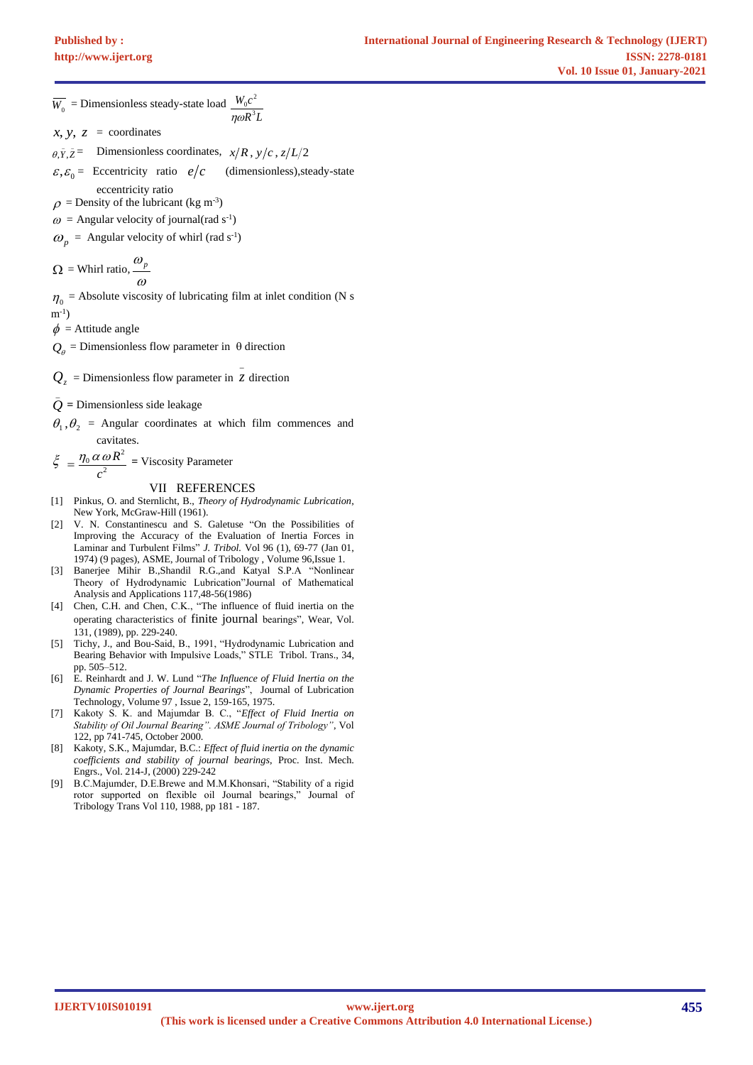$\overline{W_0}$ = Dimensionless steady-state load $\dfrac{W_0 c^2}{\eta \omega R^3 L}$

$x, y, z$ = coordinates

$\theta, \bar{Y}, \bar{Z}$ = Dimensionless coordinates, $x/R$, $y/c$, $z/L/2$

$\varepsilon, \varepsilon_0$ = Eccentricity ratio $e/c$ (dimensionless),steady-state eccentricity ratio

$\rho$ = Density of the lubricant (kg $m^{-3}$)

$\omega$ = Angular velocity of journal(rad $s^{-1}$)

$\omega_p$ = Angular velocity of whirl (rad $s^{-1}$)

$\Omega$ = Whirl ratio, $\dfrac{\omega_p}{\omega}$

$\eta_0$ = Absolute viscosity of lubricating film at inlet condition (N s $m^{-1}$)

$\phi$ = Attitude angle

$Q_\theta$ = Dimensionless flow parameter in θ direction

$Q_z$ = Dimensionless flow parameter in $\bar{z}$ direction

$\bar{Q}$ = Dimensionless side leakage

$\theta_1, \theta_2$ = Angular coordinates at which film commences and cavitates.

$\xi = \dfrac{\eta_0 \alpha \omega R^2}{c^2}$ = Viscosity Parameter

## VII REFERENCES

[1] Pinkus, O. and Sternlicht, B., *Theory of Hydrodynamic Lubrication*, New York, McGraw-Hill (1961).

[2] V. N. Constantinescu and S. Galetuse "On the Possibilities of Improving the Accuracy of the Evaluation of Inertia Forces in Laminar and Turbulent Films" *J. Tribol.* Vol 96 (1), 69-77 (Jan 01, 1974) (9 pages), ASME, Journal of Tribology , Volume 96,Issue 1.

[3] Banerjee Mihir B.,Shandil R.G.,and Katyal S.P.A "Nonlinear Theory of Hydrodynamic Lubrication"Journal of Mathematical Analysis and Applications 117,48-56(1986)

[4] Chen, C.H. and Chen, C.K., "The influence of fluid inertia on the operating characteristics of finite journal bearings", Wear, Vol. 131, (1989), pp. 229-240.

[5] Tichy, J., and Bou-Said, B., 1991, "Hydrodynamic Lubrication and Bearing Behavior with Impulsive Loads," STLE Tribol. Trans., 34, pp. 505–512.

[6] E. Reinhardt and J. W. Lund "*The Influence of Fluid Inertia on the Dynamic Properties of Journal Bearings*", Journal of Lubrication Technology, Volume 97 , Issue 2, 159-165, 1975.

[7] Kakoty S. K. and Majumdar B. C., "*Effect of Fluid Inertia on Stability of Oil Journal Bearing". ASME Journal of Tribology"*, Vol 122, pp 741-745, October 2000.

[8] Kakoty, S.K., Majumdar, B.C.: *Effect of fluid inertia on the dynamic coefficients and stability of journal bearings*, Proc. Inst. Mech. Engrs., Vol. 214-J, (2000) 229-242

[9] B.C.Majumder, D.E.Brewe and M.M.Khonsari, "Stability of a rigid rotor supported on flexible oil Journal bearings," Journal of Tribology Trans Vol 110, 1988, pp 181 - 187.